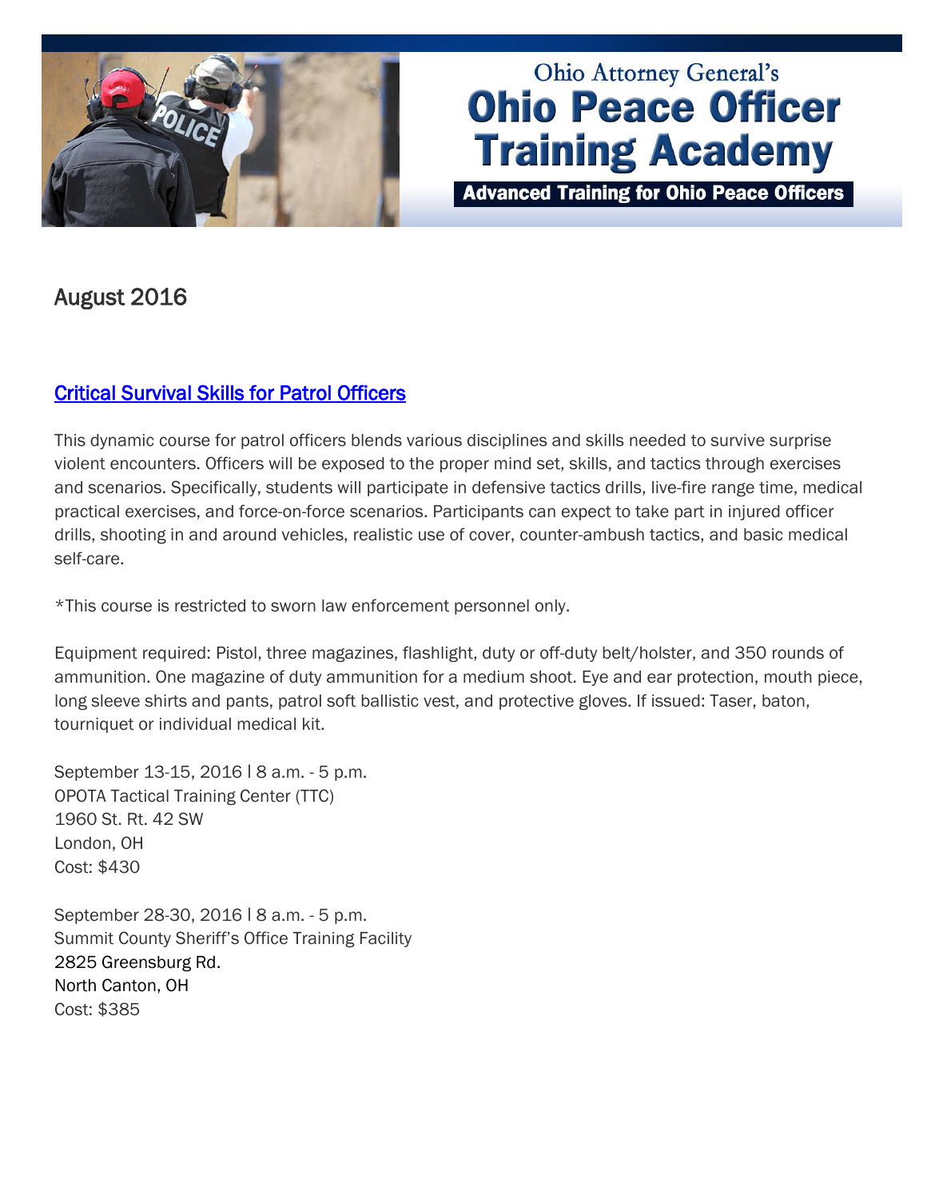# Ohio Attorney General's Ohio Peace Officer Training Academy

**Advanced Training for Ohio Peace Officers**

## August 2016

### Critical Survival Skills for Patrol Officers

This dynamic course for patrol officers blends various disciplines and skills needed to survive surprise violent encounters. Officers will be exposed to the proper mind set, skills, and tactics through exercises and scenarios. Specifically, students will participate in defensive tactics drills, live-fire range time, medical practical exercises, and force-on-force scenarios. Participants can expect to take part in injured officer drills, shooting in and around vehicles, realistic use of cover, counter-ambush tactics, and basic medical self-care.

*This course is restricted to sworn law enforcement personnel only.

Equipment required: Pistol, three magazines, flashlight, duty or off-duty belt/holster, and 350 rounds of ammunition. One magazine of duty ammunition for a medium shoot. Eye and ear protection, mouth piece, long sleeve shirts and pants, patrol soft ballistic vest, and protective gloves. If issued: Taser, baton, tourniquet or individual medical kit.

September 13-15, 2016 | 8 a.m. - 5 p.m.
OPOTA Tactical Training Center (TTC)
1960 St. Rt. 42 SW
London, OH
Cost: $430

September 28-30, 2016 | 8 a.m. - 5 p.m.
Summit County Sheriff's Office Training Facility
2825 Greensburg Rd.
North Canton, OH
Cost: $385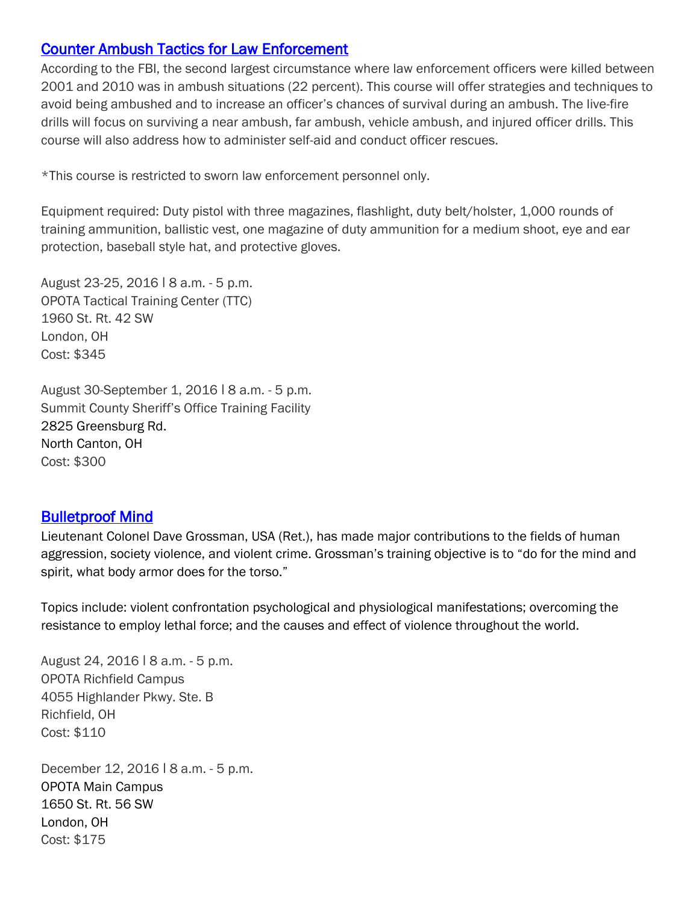## [Counter Ambush Tactics for Law Enforcement]

According to the FBI, the second largest circumstance where law enforcement officers were killed between 2001 and 2010 was in ambush situations (22 percent). This course will offer strategies and techniques to avoid being ambushed and to increase an officer's chances of survival during an ambush. The live-fire drills will focus on surviving a near ambush, far ambush, vehicle ambush, and injured officer drills. This course will also address how to administer self-aid and conduct officer rescues.

*This course is restricted to sworn law enforcement personnel only.

Equipment required: Duty pistol with three magazines, flashlight, duty belt/holster, 1,000 rounds of training ammunition, ballistic vest, one magazine of duty ammunition for a medium shoot, eye and ear protection, baseball style hat, and protective gloves.

August 23-25, 2016 | 8 a.m. - 5 p.m.
OPOTA Tactical Training Center (TTC)
1960 St. Rt. 42 SW
London, OH
Cost: $345

August 30-September 1, 2016 | 8 a.m. - 5 p.m.
Summit County Sheriff's Office Training Facility
2825 Greensburg Rd.
North Canton, OH
Cost: $300

## [Bulletproof Mind]

Lieutenant Colonel Dave Grossman, USA (Ret.), has made major contributions to the fields of human aggression, society violence, and violent crime. Grossman's training objective is to "do for the mind and spirit, what body armor does for the torso."

Topics include: violent confrontation psychological and physiological manifestations; overcoming the resistance to employ lethal force; and the causes and effect of violence throughout the world.

August 24, 2016 | 8 a.m. - 5 p.m.
OPOTA Richfield Campus
4055 Highlander Pkwy. Ste. B
Richfield, OH
Cost: $110

December 12, 2016 | 8 a.m. - 5 p.m.
OPOTA Main Campus
1650 St. Rt. 56 SW
London, OH
Cost: $175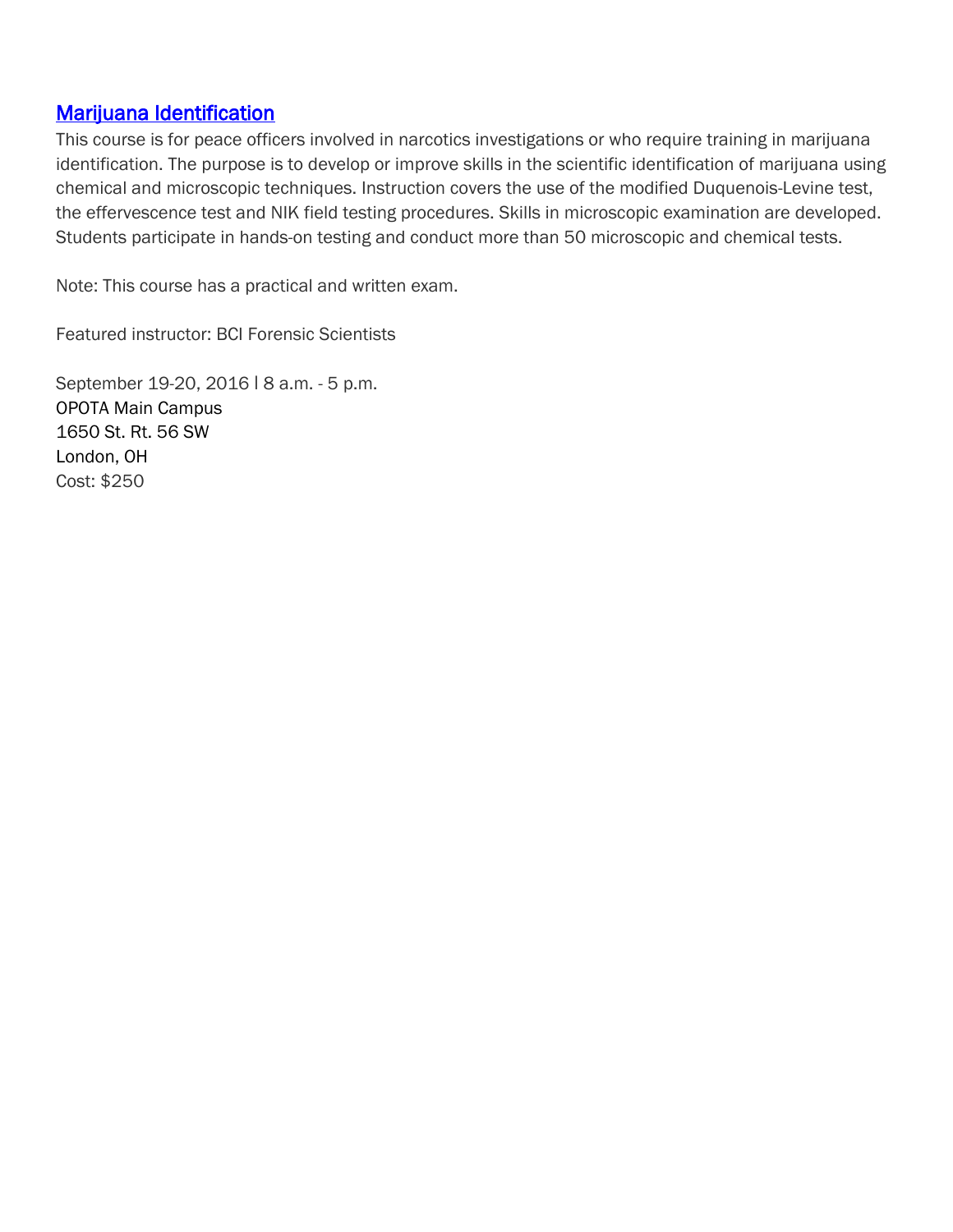## Marijuana Identification

This course is for peace officers involved in narcotics investigations or who require training in marijuana identification. The purpose is to develop or improve skills in the scientific identification of marijuana using chemical and microscopic techniques. Instruction covers the use of the modified Duquenois-Levine test, the effervescence test and NIK field testing procedures. Skills in microscopic examination are developed. Students participate in hands-on testing and conduct more than 50 microscopic and chemical tests.

Note: This course has a practical and written exam.

Featured instructor: BCI Forensic Scientists

September 19-20, 2016 | 8 a.m. - 5 p.m.
OPOTA Main Campus
1650 St. Rt. 56 SW
London, OH
Cost: $250